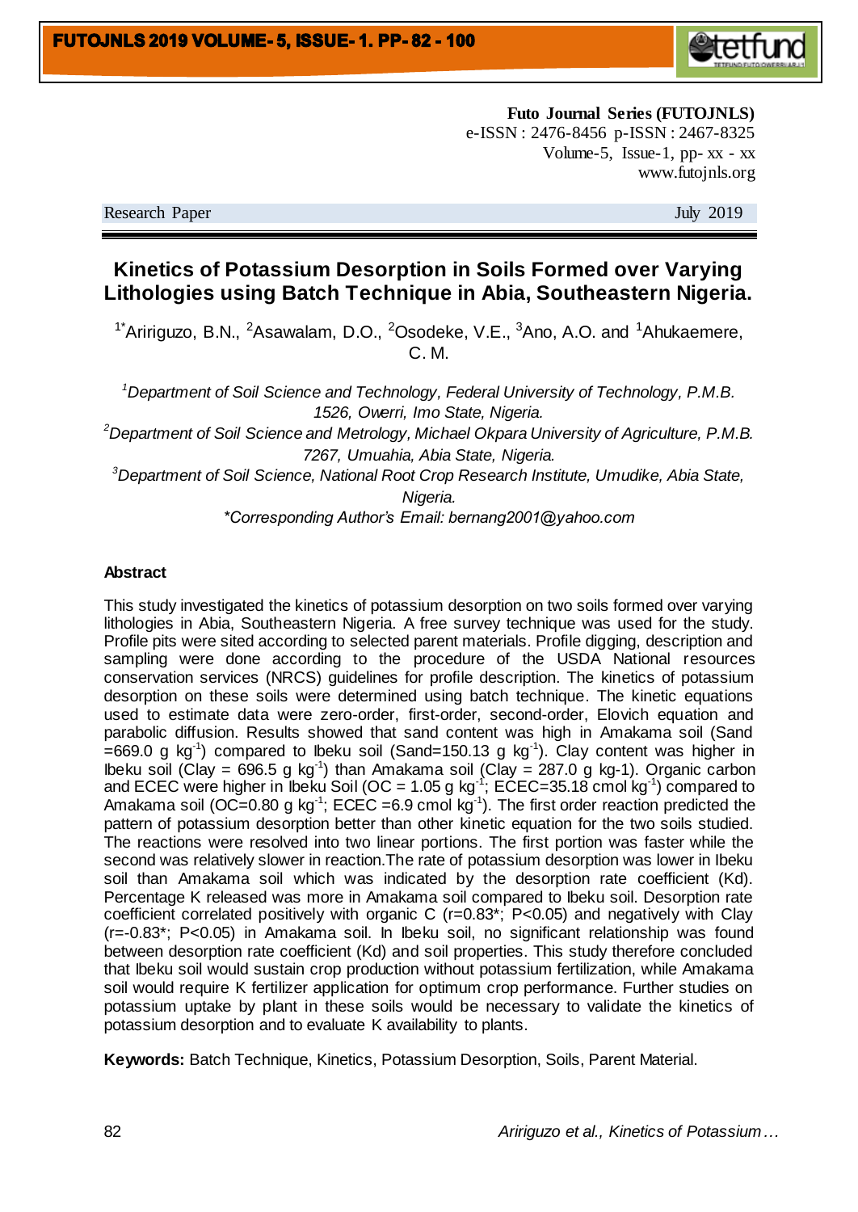**Futo Journal Series (FUTOJNLS)**
e-ISSN : 2476-8456 p-ISSN : 2467-8325
Volume-5, Issue-1, pp- xx - xx
www.futojnls.org

Research Paper July 2019

# Kinetics of Potassium Desorption in Soils Formed over Varying Lithologies using Batch Technique in Abia, Southeastern Nigeria.

[1*]Aririguzo, B.N., [2]Asawalam, D.O., [2]Osodeke, V.E., [3]Ano, A.O. and [1]Ahukaemere, C. M.

*[1]Department of Soil Science and Technology, Federal University of Technology, P.M.B. 1526, Owerri, Imo State, Nigeria.*
*[2]Department of Soil Science and Metrology, Michael Okpara University of Agriculture, P.M.B. 7267, Umuahia, Abia State, Nigeria.*
*[3]Department of Soil Science, National Root Crop Research Institute, Umudike, Abia State, Nigeria.*
*\*Corresponding Author's Email: bernang2001@yahoo.com*

## Abstract

This study investigated the kinetics of potassium desorption on two soils formed over varying lithologies in Abia, Southeastern Nigeria. A free survey technique was used for the study. Profile pits were sited according to selected parent materials. Profile digging, description and sampling were done according to the procedure of the USDA National resources conservation services (NRCS) guidelines for profile description. The kinetics of potassium desorption on these soils were determined using batch technique. The kinetic equations used to estimate data were zero-order, first-order, second-order, Elovich equation and parabolic diffusion. Results showed that sand content was high in Amakama soil (Sand =669.0 g $kg^{-1}$) compared to Ibeku soil (Sand=150.13 g $kg^{-1}$). Clay content was higher in Ibeku soil (Clay = 696.5 g $kg^{-1}$) than Amakama soil (Clay = 287.0 g kg-1). Organic carbon and ECEC were higher in Ibeku Soil (OC = 1.05 g $kg^{-1}$; ECEC=35.18 cmol $kg^{-1}$) compared to Amakama soil (OC=0.80 g $kg^{-1}$; ECEC =6.9 cmol $kg^{-1}$). The first order reaction predicted the pattern of potassium desorption better than other kinetic equation for the two soils studied. The reactions were resolved into two linear portions. The first portion was faster while the second was relatively slower in reaction.The rate of potassium desorption was lower in Ibeku soil than Amakama soil which was indicated by the desorption rate coefficient (Kd). Percentage K released was more in Amakama soil compared to Ibeku soil. Desorption rate coefficient correlated positively with organic C ($r=0.83^*$; $P<0.05$) and negatively with Clay ($r=-0.83^*$; $P<0.05$) in Amakama soil. In Ibeku soil, no significant relationship was found between desorption rate coefficient (Kd) and soil properties. This study therefore concluded that Ibeku soil would sustain crop production without potassium fertilization, while Amakama soil would require K fertilizer application for optimum crop performance. Further studies on potassium uptake by plant in these soils would be necessary to validate the kinetics of potassium desorption and to evaluate K availability to plants.

**Keywords:** Batch Technique, Kinetics, Potassium Desorption, Soils, Parent Material.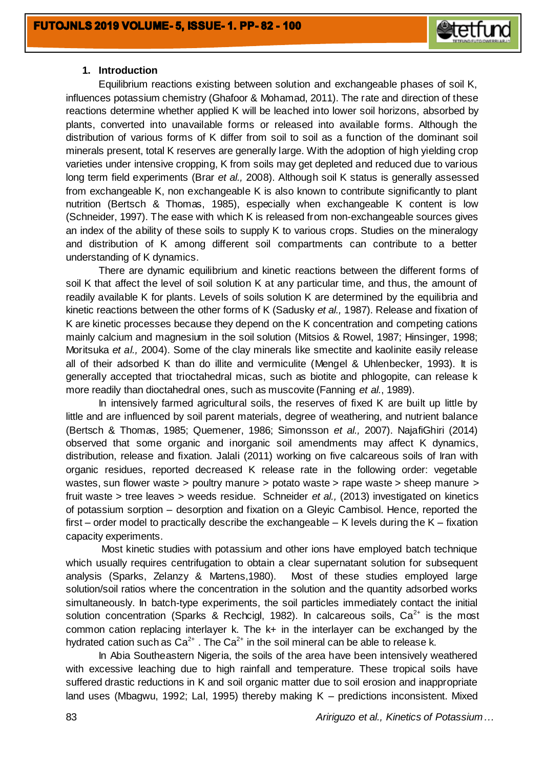## 1. Introduction

Equilibrium reactions existing between solution and exchangeable phases of soil K, influences potassium chemistry (Ghafoor & Mohamad, 2011). The rate and direction of these reactions determine whether applied K will be leached into lower soil horizons, absorbed by plants, converted into unavailable forms or released into available forms. Although the distribution of various forms of K differ from soil to soil as a function of the dominant soil minerals present, total K reserves are generally large. With the adoption of high yielding crop varieties under intensive cropping, K from soils may get depleted and reduced due to various long term field experiments (Brar *et al.,* 2008). Although soil K status is generally assessed from exchangeable K, non exchangeable K is also known to contribute significantly to plant nutrition (Bertsch & Thomas, 1985), especially when exchangeable K content is low (Schneider, 1997). The ease with which K is released from non-exchangeable sources gives an index of the ability of these soils to supply K to various crops. Studies on the mineralogy and distribution of K among different soil compartments can contribute to a better understanding of K dynamics.

There are dynamic equilibrium and kinetic reactions between the different forms of soil K that affect the level of soil solution K at any particular time, and thus, the amount of readily available K for plants. Levels of soils solution K are determined by the equilibria and kinetic reactions between the other forms of K (Sadusky *et al.,* 1987). Release and fixation of K are kinetic processes because they depend on the K concentration and competing cations mainly calcium and magnesium in the soil solution (Mitsios & Rowel, 1987; Hinsinger, 1998; Moritsuka *et al.,* 2004). Some of the clay minerals like smectite and kaolinite easily release all of their adsorbed K than do illite and vermiculite (Mengel & Uhlenbecker, 1993). It is generally accepted that trioctahedral micas, such as biotite and phlogopite, can release k more readily than dioctahedral ones, such as muscovite (Fanning *et al.*, 1989).

In intensively farmed agricultural soils, the reserves of fixed K are built up little by little and are influenced by soil parent materials, degree of weathering, and nutrient balance (Bertsch & Thomas, 1985; Quemener, 1986; Simonsson *et al.,* 2007). NajafiGhiri (2014) observed that some organic and inorganic soil amendments may affect K dynamics, distribution, release and fixation. Jalali (2011) working on five calcareous soils of Iran with organic residues, reported decreased K release rate in the following order: vegetable wastes, sun flower waste > poultry manure > potato waste > rape waste > sheep manure > fruit waste > tree leaves > weeds residue. Schneider *et al.,* (2013) investigated on kinetics of potassium sorption – desorption and fixation on a Gleyic Cambisol. Hence, reported the first – order model to practically describe the exchangeable – K levels during the K – fixation capacity experiments.

Most kinetic studies with potassium and other ions have employed batch technique which usually requires centrifugation to obtain a clear supernatant solution for subsequent analysis (Sparks, Zelanzy & Martens,1980). Most of these studies employed large solution/soil ratios where the concentration in the solution and the quantity adsorbed works simultaneously. In batch-type experiments, the soil particles immediately contact the initial solution concentration (Sparks & Rechcigl, 1982). In calcareous soils, $Ca^{2+}$ is the most common cation replacing interlayer k. The k+ in the interlayer can be exchanged by the hydrated cation such as $Ca^{2+}$ . The $Ca^{2+}$ in the soil mineral can be able to release k.

In Abia Southeastern Nigeria, the soils of the area have been intensively weathered with excessive leaching due to high rainfall and temperature. These tropical soils have suffered drastic reductions in K and soil organic matter due to soil erosion and inappropriate land uses (Mbagwu, 1992; Lal, 1995) thereby making K – predictions inconsistent. Mixed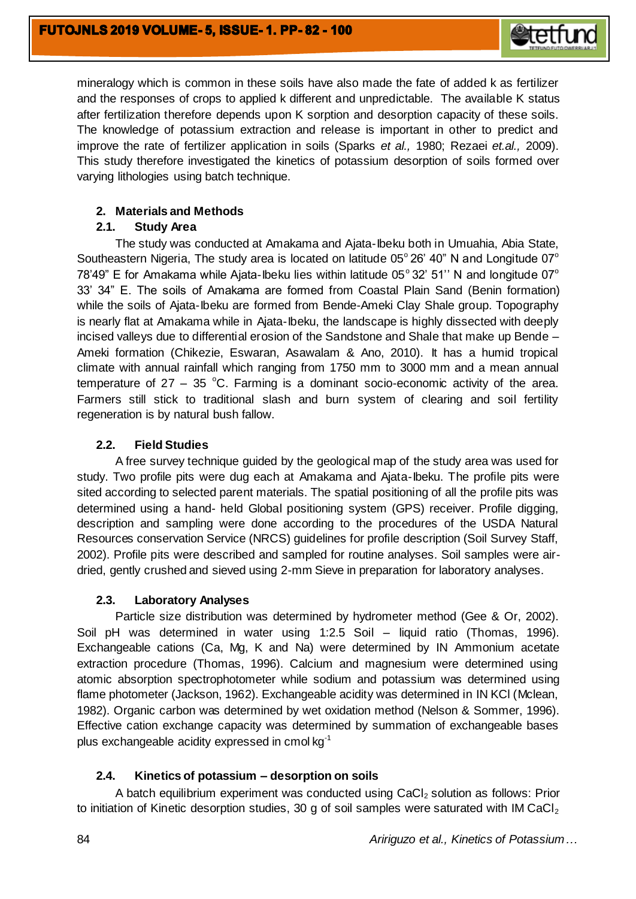mineralogy which is common in these soils have also made the fate of added k as fertilizer and the responses of crops to applied k different and unpredictable. The available K status after fertilization therefore depends upon K sorption and desorption capacity of these soils. The knowledge of potassium extraction and release is important in other to predict and improve the rate of fertilizer application in soils (Sparks *et al.,* 1980; Rezaei *et.al.,* 2009). This study therefore investigated the kinetics of potassium desorption of soils formed over varying lithologies using batch technique.

## 2. Materials and Methods

### 2.1. Study Area

The study was conducted at Amakama and Ajata-Ibeku both in Umuahia, Abia State, Southeastern Nigeria, The study area is located on latitude 05$^{o}$ 26' 40" N and Longitude 07$^{o}$ 78'49" E for Amakama while Ajata-Ibeku lies within latitude 05$^{o}$ 32' 51'' N and longitude 07$^{o}$ 33' 34" E. The soils of Amakama are formed from Coastal Plain Sand (Benin formation) while the soils of Ajata-Ibeku are formed from Bende-Ameki Clay Shale group. Topography is nearly flat at Amakama while in Ajata-Ibeku, the landscape is highly dissected with deeply incised valleys due to differential erosion of the Sandstone and Shale that make up Bende – Ameki formation (Chikezie, Eswaran, Asawalam & Ano, 2010). It has a humid tropical climate with annual rainfall which ranging from 1750 mm to 3000 mm and a mean annual temperature of 27 – 35 $^{o}$C. Farming is a dominant socio-economic activity of the area. Farmers still stick to traditional slash and burn system of clearing and soil fertility regeneration is by natural bush fallow.

### 2.2. Field Studies

A free survey technique guided by the geological map of the study area was used for study. Two profile pits were dug each at Amakama and Ajata-Ibeku. The profile pits were sited according to selected parent materials. The spatial positioning of all the profile pits was determined using a hand- held Global positioning system (GPS) receiver. Profile digging, description and sampling were done according to the procedures of the USDA Natural Resources conservation Service (NRCS) guidelines for profile description (Soil Survey Staff, 2002). Profile pits were described and sampled for routine analyses. Soil samples were air-dried, gently crushed and sieved using 2-mm Sieve in preparation for laboratory analyses.

### 2.3. Laboratory Analyses

Particle size distribution was determined by hydrometer method (Gee & Or, 2002). Soil pH was determined in water using 1:2.5 Soil – liquid ratio (Thomas, 1996). Exchangeable cations (Ca, Mg, K and Na) were determined by IN Ammonium acetate extraction procedure (Thomas, 1996). Calcium and magnesium were determined using atomic absorption spectrophotometer while sodium and potassium was determined using flame photometer (Jackson, 1962). Exchangeable acidity was determined in IN KCl (Mclean, 1982). Organic carbon was determined by wet oxidation method (Nelson & Sommer, 1996). Effective cation exchange capacity was determined by summation of exchangeable bases plus exchangeable acidity expressed in cmol kg$^{-1}$

### 2.4. Kinetics of potassium – desorption on soils

A batch equilibrium experiment was conducted using $CaCl_2$ solution as follows: Prior to initiation of Kinetic desorption studies, 30 g of soil samples were saturated with IM $CaCl_2$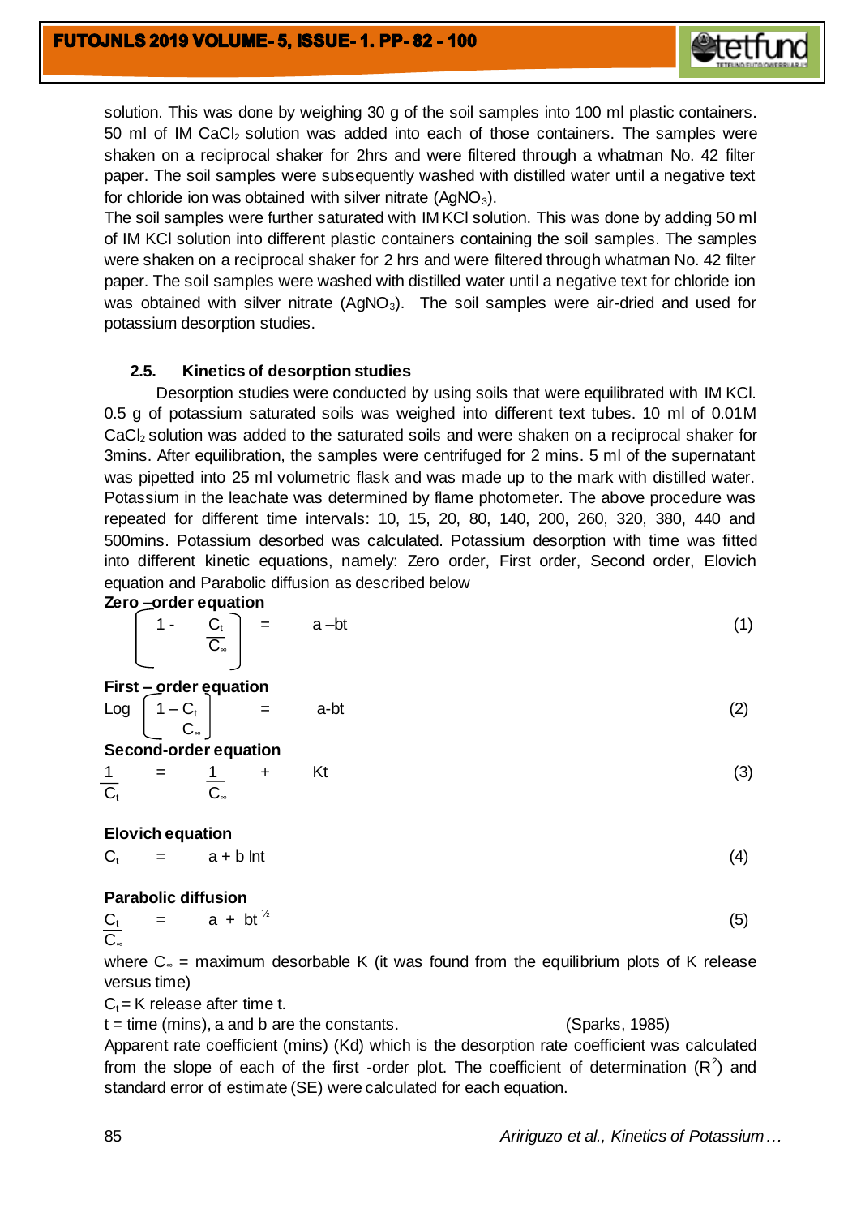solution. This was done by weighing 30 g of the soil samples into 100 ml plastic containers. 50 ml of IM $CaCl_2$ solution was added into each of those containers. The samples were shaken on a reciprocal shaker for 2hrs and were filtered through a whatman No. 42 filter paper. The soil samples were subsequently washed with distilled water until a negative text for chloride ion was obtained with silver nitrate ($AgNO_3$).

The soil samples were further saturated with IM KCl solution. This was done by adding 50 ml of IM KCl solution into different plastic containers containing the soil samples. The samples were shaken on a reciprocal shaker for 2 hrs and were filtered through whatman No. 42 filter paper. The soil samples were washed with distilled water until a negative text for chloride ion was obtained with silver nitrate ($AgNO_3$). The soil samples were air-dried and used for potassium desorption studies.

### 2.5. Kinetics of desorption studies

Desorption studies were conducted by using soils that were equilibrated with IM KCl. 0.5 g of potassium saturated soils was weighed into different text tubes. 10 ml of 0.01M $CaCl_2$ solution was added to the saturated soils and were shaken on a reciprocal shaker for 3mins. After equilibration, the samples were centrifuged for 2 mins. 5 ml of the supernatant was pipetted into 25 ml volumetric flask and was made up to the mark with distilled water. Potassium in the leachate was determined by flame photometer. The above procedure was repeated for different time intervals: 10, 15, 20, 80, 140, 200, 260, 320, 380, 440 and 500mins. Potassium desorbed was calculated. Potassium desorption with time was fitted into different kinetic equations, namely: Zero order, First order, Second order, Elovich equation and Parabolic diffusion as described below

**Zero –order equation**

$$\left(1 - \frac{C_t}{C_\infty}\right) = a - bt \tag{1}$$

**First – order equation**

$$\text{Log}\left(1 - \frac{C_t}{C_\infty}\right) = a - bt \tag{2}$$

**Second-order equation**

$$\frac{1}{C_t} = \frac{1}{C_\infty} + Kt \tag{3}$$

**Elovich equation**

$$C_t = a + b\ln t \tag{4}$$

**Parabolic diffusion**

$$\frac{C_t}{C_\infty} = a + bt^{1/2} \tag{5}$$

where $C_\infty$ = maximum desorbable K (it was found from the equilibrium plots of K release versus time)

$C_t$ = K release after time t.

t = time (mins), a and b are the constants. (Sparks, 1985)

Apparent rate coefficient (mins) (Kd) which is the desorption rate coefficient was calculated from the slope of each of the first -order plot. The coefficient of determination ($R^2$) and standard error of estimate (SE) were calculated for each equation.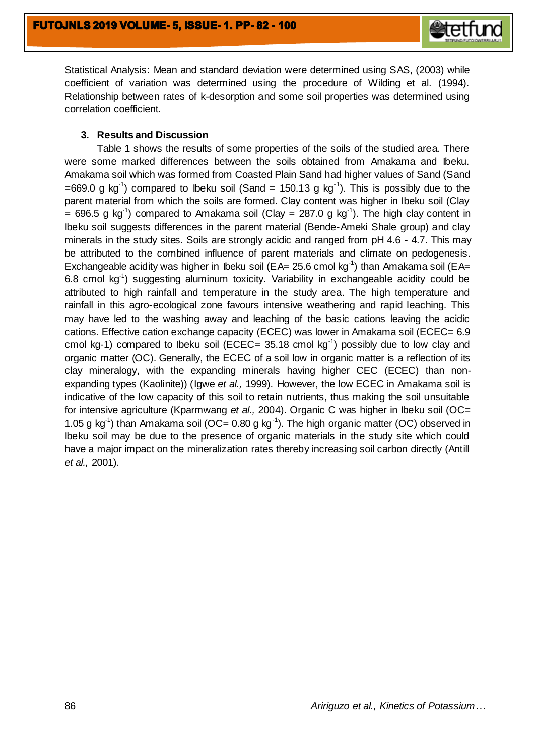Statistical Analysis: Mean and standard deviation were determined using SAS, (2003) while coefficient of variation was determined using the procedure of Wilding et al. (1994). Relationship between rates of k-desorption and some soil properties was determined using correlation coefficient.

## 3. Results and Discussion

Table 1 shows the results of some properties of the soils of the studied area. There were some marked differences between the soils obtained from Amakama and Ibeku. Amakama soil which was formed from Coasted Plain Sand had higher values of Sand (Sand =669.0 g $kg^{-1}$) compared to Ibeku soil (Sand = 150.13 g $kg^{-1}$). This is possibly due to the parent material from which the soils are formed. Clay content was higher in Ibeku soil (Clay = 696.5 g $kg^{-1}$) compared to Amakama soil (Clay = 287.0 g $kg^{-1}$). The high clay content in Ibeku soil suggests differences in the parent material (Bende-Ameki Shale group) and clay minerals in the study sites. Soils are strongly acidic and ranged from pH 4.6 - 4.7. This may be attributed to the combined influence of parent materials and climate on pedogenesis. Exchangeable acidity was higher in Ibeku soil (EA= 25.6 cmol $kg^{-1}$) than Amakama soil (EA= 6.8 cmol $kg^{-1}$) suggesting aluminum toxicity. Variability in exchangeable acidity could be attributed to high rainfall and temperature in the study area. The high temperature and rainfall in this agro-ecological zone favours intensive weathering and rapid leaching. This may have led to the washing away and leaching of the basic cations leaving the acidic cations. Effective cation exchange capacity (ECEC) was lower in Amakama soil (ECEC= 6.9 cmol kg-1) compared to Ibeku soil (ECEC= 35.18 cmol $kg^{-1}$) possibly due to low clay and organic matter (OC). Generally, the ECEC of a soil low in organic matter is a reflection of its clay mineralogy, with the expanding minerals having higher CEC (ECEC) than non-expanding types (Kaolinite)) (Igwe *et al.,* 1999). However, the low ECEC in Amakama soil is indicative of the low capacity of this soil to retain nutrients, thus making the soil unsuitable for intensive agriculture (Kparmwang *et al.,* 2004). Organic C was higher in Ibeku soil (OC= 1.05 g $kg^{-1}$) than Amakama soil (OC= 0.80 g $kg^{-1}$). The high organic matter (OC) observed in Ibeku soil may be due to the presence of organic materials in the study site which could have a major impact on the mineralization rates thereby increasing soil carbon directly (Antill *et al.,* 2001).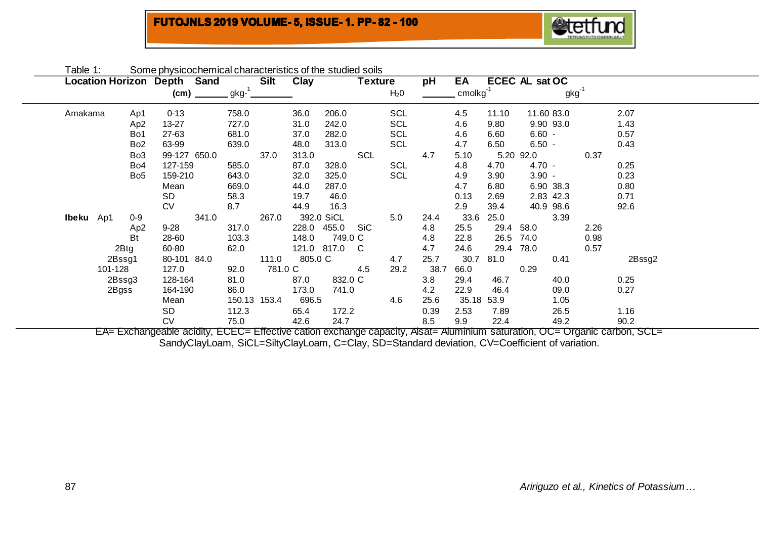Table 1: Some physicochemical characteristics of the studied soils

| Location | Horizon | Depth | Sand | Silt | Clay | Texture | pH | EA | ECEC | AL sat | OC |
|---|---|---|---|---|---|---|---|---|---|---|---|
| | | (cm) | $gkg^{-1}$ | | | | $H_20$ | $cmolkg^{-1}$ | | | $gkg^{-1}$ |
| Amakama | Ap1 | 0-13 | 758.0 | 36.0 | 206.0 | SCL | 4.5 | 11.10 | 11.60 | 83.0 | 2.07 |
| | Ap2 | 13-27 | 727.0 | 31.0 | 242.0 | SCL | 4.6 | 9.80 | 9.90 | 93.0 | 1.43 |
| | Bo1 | 27-63 | 681.0 | 37.0 | 282.0 | SCL | 4.6 | 6.60 | 6.60 | - | 0.57 |
| | Bo2 | 63-99 | 639.0 | 48.0 | 313.0 | SCL | 4.7 | 6.50 | 6.50 | - | 0.43 |
| | Bo3 | 99-127 | 650.0 | 37.0 | 313.0 | SCL | 4.7 | 5.10 | 5.20 | 92.0 | 0.37 |
| | Bo4 | 127-159 | 585.0 | 87.0 | 328.0 | SCL | 4.8 | 4.70 | 4.70 | - | 0.25 |
| | Bo5 | 159-210 | 643.0 | 32.0 | 325.0 | SCL | 4.9 | 3.90 | 3.90 | - | 0.23 |
| | | Mean | 669.0 | 44.0 | 287.0 | | 4.7 | 6.80 | 6.90 | 38.3 | 0.80 |
| | | SD | 58.3 | 19.7 | 46.0 | | 0.13 | 2.69 | 2.83 | 42.3 | 0.71 |
| | | CV | 8.7 | 44.9 | 16.3 | | 2.9 | 39.4 | 40.9 | 98.6 | 92.6 |
| **Ibeku** | Ap1 | 0-9 | 341.0 | 267.0 | 392.0 | SiCL | 5.0 | 24.4 | 33.6 | 25.0 | 3.39 |
| | Ap2 | 9-28 | 317.0 | 228.0 | 455.0 | SiC | 4.8 | 25.5 | 29.4 | 58.0 | 2.26 |
| | Bt | 28-60 | 103.3 | 148.0 | 749.0 | C | 4.8 | 22.8 | 26.5 | 74.0 | 0.98 |
| | 2Btg | 60-80 | 62.0 | 121.0 | 817.0 | C | 4.7 | 24.6 | 29.4 | 78.0 | 0.57 |
| | 2Bssg1 | 80-101 | 84.0 | 111.0 | 805.0 | C | 4.7 | 25.7 | 30.7 | 81.0 | 0.41 |
| | 2Bssg2 | 101-128 | 127.0 | 92.0 | 781.0 | C | 4.5 | 29.2 | 38.7 | 66.0 | 0.29 |
| | 2Bssg3 | 128-164 | 81.0 | 87.0 | 832.0 | C | 3.8 | 29.4 | 46.7 | 40.0 | 0.25 |
| | 2Bgss | 164-190 | 86.0 | 173.0 | 741.0 | | 4.2 | 22.9 | 46.4 | 09.0 | 0.27 |
| | | Mean | 150.13 | 153.4 | 696.5 | | 4.6 | 25.6 | 35.18 | 53.9 | 1.05 |
| | | SD | 112.3 | 65.4 | 172.2 | | 0.39 | 2.53 | 7.89 | 26.5 | 1.16 |
| | | CV | 75.0 | 42.6 | 24.7 | | 8.5 | 9.9 | 22.4 | 49.2 | 90.2 |

EA= Exchangeable acidity, ECEC= Effective cation exchange capacity, Alsat= Aluminium saturation, OC= Organic carbon, SCL= SandyClayLoam, SiCL=SiltyClayLoam, C=Clay, SD=Standard deviation, CV=Coefficient of variation.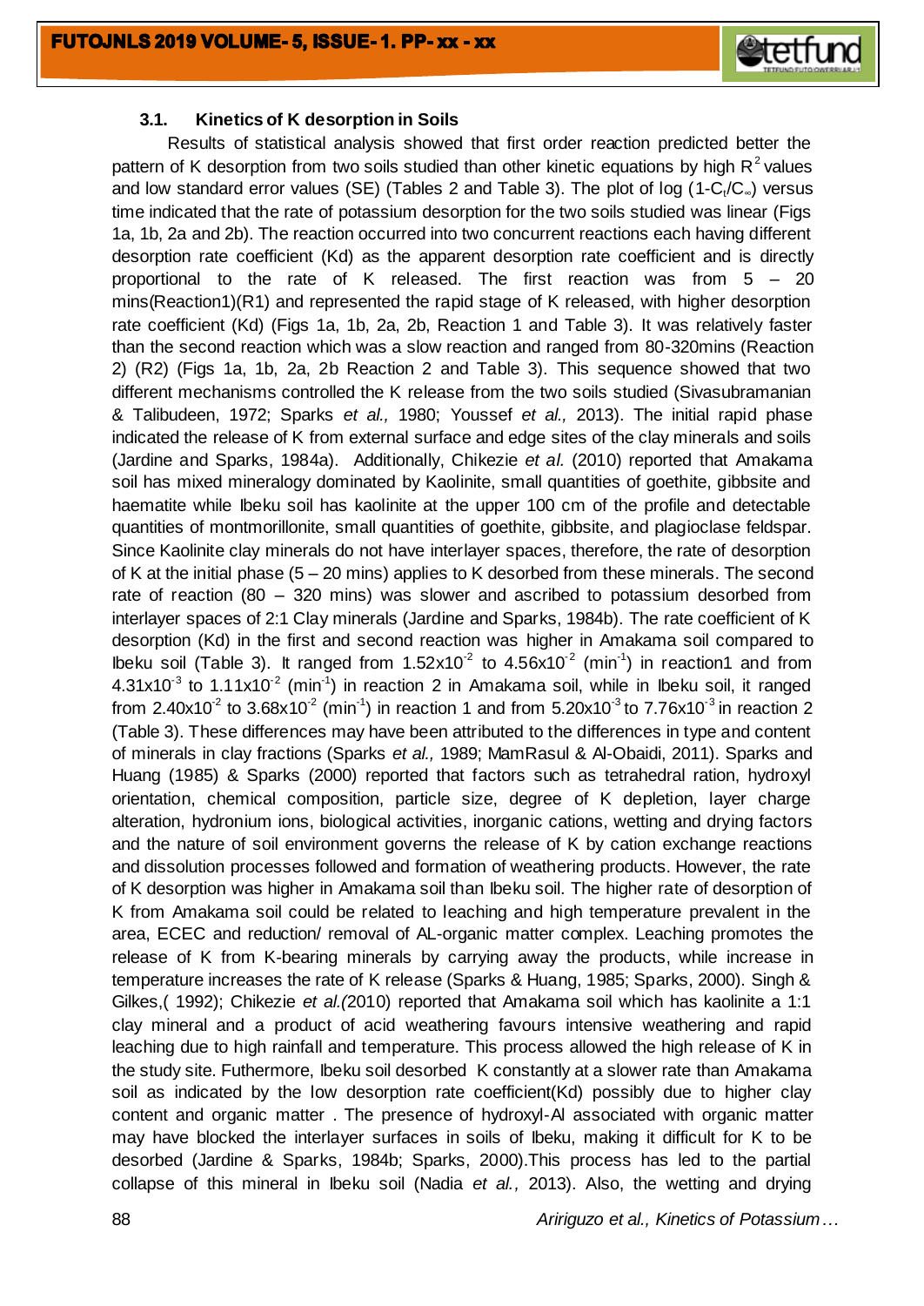### 3.1. Kinetics of K desorption in Soils

Results of statistical analysis showed that first order reaction predicted better the pattern of K desorption from two soils studied than other kinetic equations by high $R^2$ values and low standard error values (SE) (Tables 2 and Table 3). The plot of log $(1\text{-}C_t/C_\infty)$ versus time indicated that the rate of potassium desorption for the two soils studied was linear (Figs 1a, 1b, 2a and 2b). The reaction occurred into two concurrent reactions each having different desorption rate coefficient (Kd) as the apparent desorption rate coefficient and is directly proportional to the rate of K released. The first reaction was from 5 – 20 mins(Reaction1)(R1) and represented the rapid stage of K released, with higher desorption rate coefficient (Kd) (Figs 1a, 1b, 2a, 2b, Reaction 1 and Table 3). It was relatively faster than the second reaction which was a slow reaction and ranged from 80-320mins (Reaction 2) (R2) (Figs 1a, 1b, 2a, 2b Reaction 2 and Table 3). This sequence showed that two different mechanisms controlled the K release from the two soils studied (Sivasubramanian & Talibudeen, 1972; Sparks *et al.,* 1980; Youssef *et al.,* 2013). The initial rapid phase indicated the release of K from external surface and edge sites of the clay minerals and soils (Jardine and Sparks, 1984a). Additionally, Chikezie *et al.* (2010) reported that Amakama soil has mixed mineralogy dominated by Kaolinite, small quantities of goethite, gibbsite and haematite while Ibeku soil has kaolinite at the upper 100 cm of the profile and detectable quantities of montmorillonite, small quantities of goethite, gibbsite, and plagioclase feldspar. Since Kaolinite clay minerals do not have interlayer spaces, therefore, the rate of desorption of K at the initial phase (5 – 20 mins) applies to K desorbed from these minerals. The second rate of reaction (80 – 320 mins) was slower and ascribed to potassium desorbed from interlayer spaces of 2:1 Clay minerals (Jardine and Sparks, 1984b). The rate coefficient of K desorption (Kd) in the first and second reaction was higher in Amakama soil compared to Ibeku soil (Table 3). It ranged from $1.52\times10^{-2}$ to $4.56\times10^{-2}$ ($\text{min}^{-1}$) in reaction1 and from $4.31\times10^{-3}$ to $1.11\times10^{-2}$ ($\text{min}^{-1}$) in reaction 2 in Amakama soil, while in Ibeku soil, it ranged from $2.40\times10^{-2}$ to $3.68\times10^{-2}$ ($\text{min}^{-1}$) in reaction 1 and from $5.20\times10^{-3}$ to $7.76\times10^{-3}$ in reaction 2 (Table 3). These differences may have been attributed to the differences in type and content of minerals in clay fractions (Sparks *et al.,* 1989; MamRasul & Al-Obaidi, 2011). Sparks and Huang (1985) & Sparks (2000) reported that factors such as tetrahedral ration, hydroxyl orientation, chemical composition, particle size, degree of K depletion, layer charge alteration, hydronium ions, biological activities, inorganic cations, wetting and drying factors and the nature of soil environment governs the release of K by cation exchange reactions and dissolution processes followed and formation of weathering products. However, the rate of K desorption was higher in Amakama soil than Ibeku soil. The higher rate of desorption of K from Amakama soil could be related to leaching and high temperature prevalent in the area, ECEC and reduction/ removal of AL-organic matter complex. Leaching promotes the release of K from K-bearing minerals by carrying away the products, while increase in temperature increases the rate of K release (Sparks & Huang, 1985; Sparks, 2000). Singh & Gilkes,( 1992); Chikezie *et al.(*2010) reported that Amakama soil which has kaolinite a 1:1 clay mineral and a product of acid weathering favours intensive weathering and rapid leaching due to high rainfall and temperature. This process allowed the high release of K in the study site. Futhermore, Ibeku soil desorbed K constantly at a slower rate than Amakama soil as indicated by the low desorption rate coefficient(Kd) possibly due to higher clay content and organic matter . The presence of hydroxyl-Al associated with organic matter may have blocked the interlayer surfaces in soils of Ibeku, making it difficult for K to be desorbed (Jardine & Sparks, 1984b; Sparks, 2000).This process has led to the partial collapse of this mineral in Ibeku soil (Nadia *et al.,* 2013). Also, the wetting and drying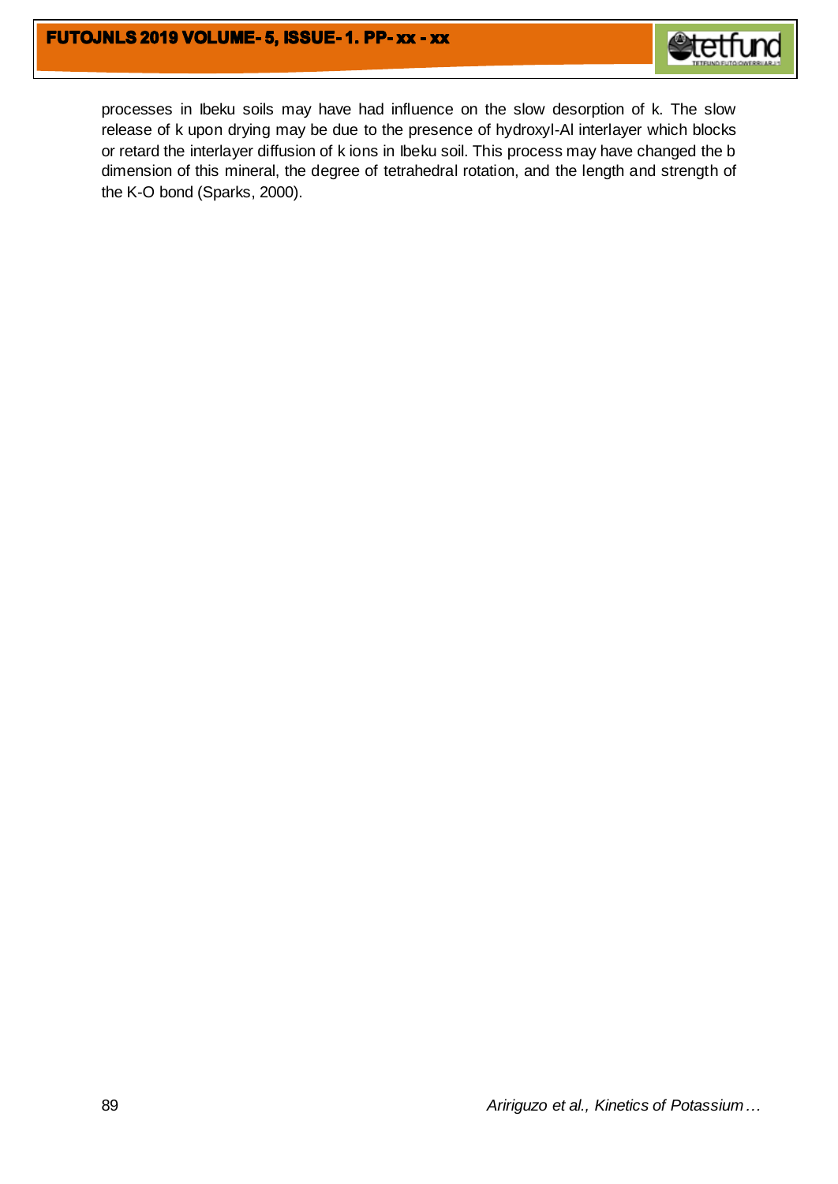processes in Ibeku soils may have had influence on the slow desorption of k. The slow release of k upon drying may be due to the presence of hydroxyl-Al interlayer which blocks or retard the interlayer diffusion of k ions in Ibeku soil. This process may have changed the b dimension of this mineral, the degree of tetrahedral rotation, and the length and strength of the K-O bond (Sparks, 2000).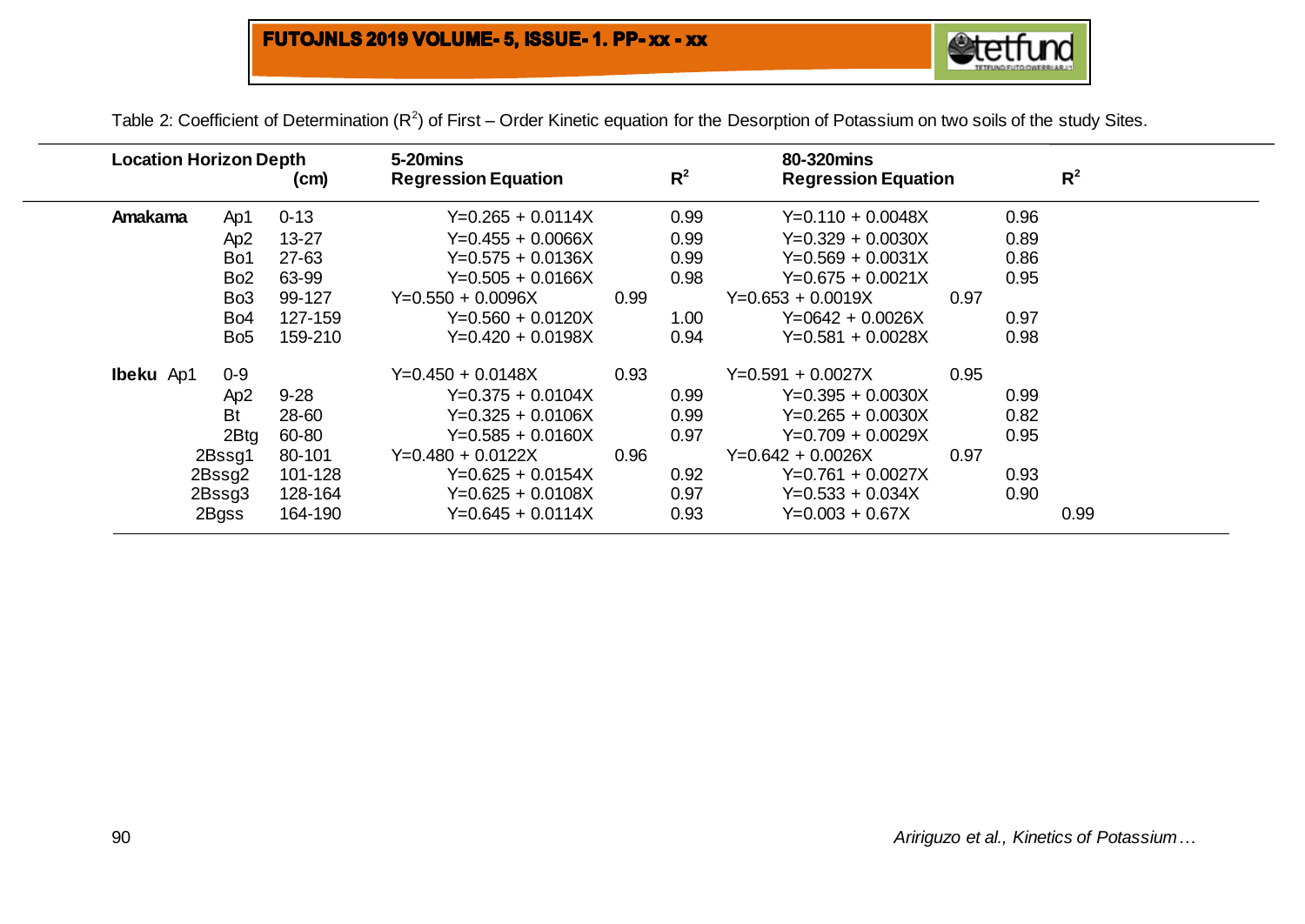Table 2: Coefficient of Determination ($R^2$) of First – Order Kinetic equation for the Desorption of Potassium on two soils of the study Sites.

| Location | Horizon | Depth (cm) | 5-20mins Regression Equation | $R^2$ | 80-320mins Regression Equation | $R^2$ |
|---|---|---|---|---|---|---|
| **Amakama** | Ap1 | 0-13 | Y=0.265 + 0.0114X | 0.99 | Y=0.110 + 0.0048X | 0.96 |
| | Ap2 | 13-27 | Y=0.455 + 0.0066X | 0.99 | Y=0.329 + 0.0030X | 0.89 |
| | Bo1 | 27-63 | Y=0.575 + 0.0136X | 0.99 | Y=0.569 + 0.0031X | 0.86 |
| | Bo2 | 63-99 | Y=0.505 + 0.0166X | 0.98 | Y=0.675 + 0.0021X | 0.95 |
| | Bo3 | 99-127 | Y=0.550 + 0.0096X | 0.99 | Y=0.653 + 0.0019X | 0.97 |
| | Bo4 | 127-159 | Y=0.560 + 0.0120X | 1.00 | Y=0642 + 0.0026X | 0.97 |
| | Bo5 | 159-210 | Y=0.420 + 0.0198X | 0.94 | Y=0.581 + 0.0028X | 0.98 |
| **Ibeku** | Ap1 | 0-9 | Y=0.450 + 0.0148X | 0.93 | Y=0.591 + 0.0027X | 0.95 |
| | Ap2 | 9-28 | Y=0.375 + 0.0104X | 0.99 | Y=0.395 + 0.0030X | 0.99 |
| | Bt | 28-60 | Y=0.325 + 0.0106X | 0.99 | Y=0.265 + 0.0030X | 0.82 |
| | 2Btg | 60-80 | Y=0.585 + 0.0160X | 0.97 | Y=0.709 + 0.0029X | 0.95 |
| | 2Bssg1 | 80-101 | Y=0.480 + 0.0122X | 0.96 | Y=0.642 + 0.0026X | 0.97 |
| | 2Bssg2 | 101-128 | Y=0.625 + 0.0154X | 0.92 | Y=0.761 + 0.0027X | 0.93 |
| | 2Bssg3 | 128-164 | Y=0.625 + 0.0108X | 0.97 | Y=0.533 + 0.034X | 0.90 |
| | 2Bgss | 164-190 | Y=0.645 + 0.0114X | 0.93 | Y=0.003 + 0.67X | 0.99 |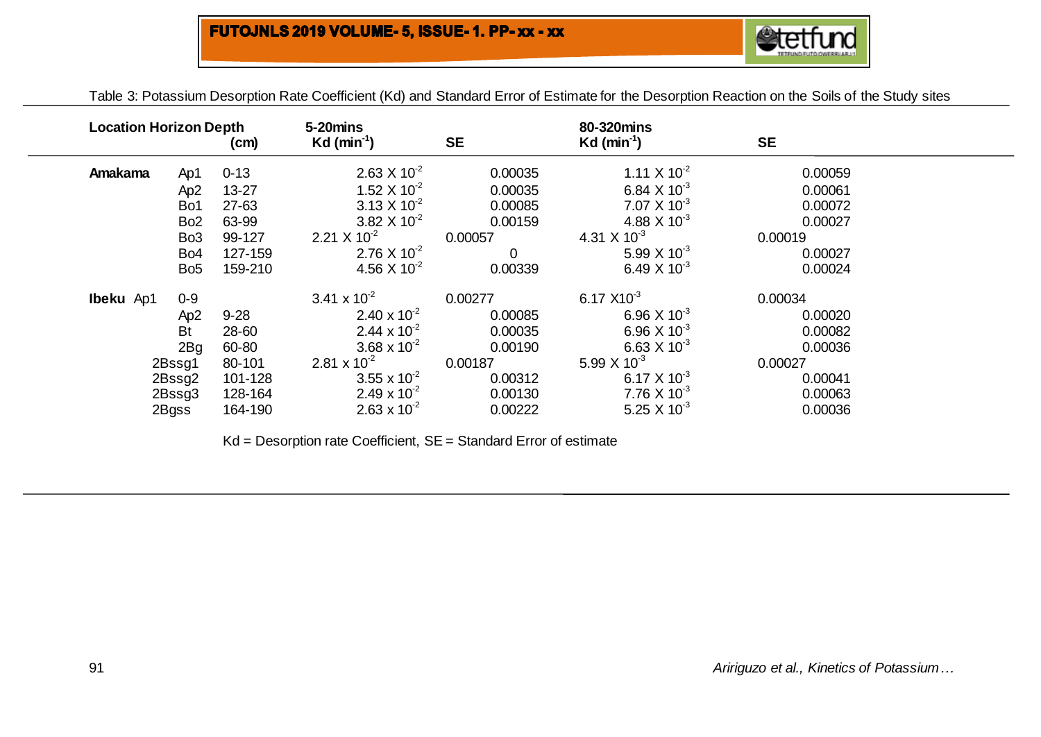Table 3: Potassium Desorption Rate Coefficient (Kd) and Standard Error of Estimate for the Desorption Reaction on the Soils of the Study sites

| Location | Horizon | Depth (cm) | 5-20mins Kd ($min^{-1}$) | SE | 80-320mins Kd ($min^{-1}$) | SE |
|---|---|---|---|---|---|---|
| **Amakama** | Ap1 | 0-13 | $2.63 \times 10^{-2}$ | 0.00035 | $1.11 \times 10^{-2}$ | 0.00059 |
| | Ap2 | 13-27 | $1.52 \times 10^{-2}$ | 0.00035 | $6.84 \times 10^{-3}$ | 0.00061 |
| | Bo1 | 27-63 | $3.13 \times 10^{-2}$ | 0.00085 | $7.07 \times 10^{-3}$ | 0.00072 |
| | Bo2 | 63-99 | $3.82 \times 10^{-2}$ | 0.00159 | $4.88 \times 10^{-3}$ | 0.00027 |
| | Bo3 | 99-127 | $2.21 \times 10^{-2}$ | 0.00057 | $4.31 \times 10^{-3}$ | 0.00019 |
| | Bo4 | 127-159 | $2.76 \times 10^{-2}$ | 0 | $5.99 \times 10^{-3}$ | 0.00027 |
| | Bo5 | 159-210 | $4.56 \times 10^{-2}$ | 0.00339 | $6.49 \times 10^{-3}$ | 0.00024 |
| **Ibeku** | Ap1 | 0-9 | $3.41 \times 10^{-2}$ | 0.00277 | $6.17 \times 10^{-3}$ | 0.00034 |
| | Ap2 | 9-28 | $2.40 \times 10^{-2}$ | 0.00085 | $6.96 \times 10^{-3}$ | 0.00020 |
| | Bt | 28-60 | $2.44 \times 10^{-2}$ | 0.00035 | $6.96 \times 10^{-3}$ | 0.00082 |
| | 2Bg | 60-80 | $3.68 \times 10^{-2}$ | 0.00190 | $6.63 \times 10^{-3}$ | 0.00036 |
| | 2Bssg1 | 80-101 | $2.81 \times 10^{-2}$ | 0.00187 | $5.99 \times 10^{-3}$ | 0.00027 |
| | 2Bssg2 | 101-128 | $3.55 \times 10^{-2}$ | 0.00312 | $6.17 \times 10^{-3}$ | 0.00041 |
| | 2Bssg3 | 128-164 | $2.49 \times 10^{-2}$ | 0.00130 | $7.76 \times 10^{-3}$ | 0.00063 |
| | 2Bgss | 164-190 | $2.63 \times 10^{-2}$ | 0.00222 | $5.25 \times 10^{-3}$ | 0.00036 |

Kd = Desorption rate Coefficient, SE = Standard Error of estimate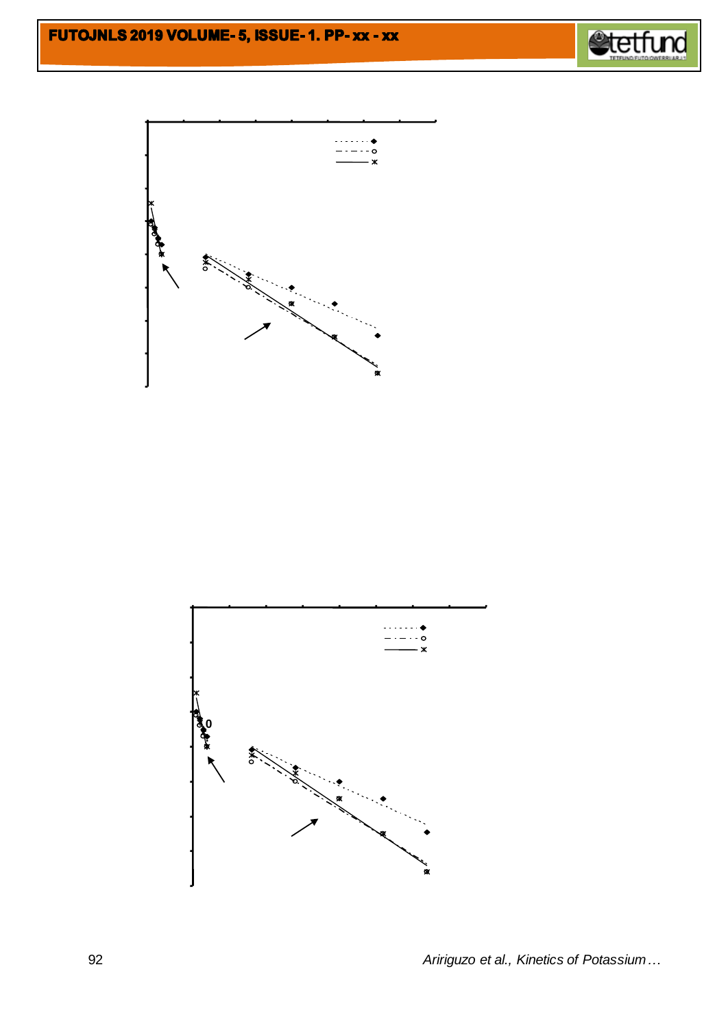0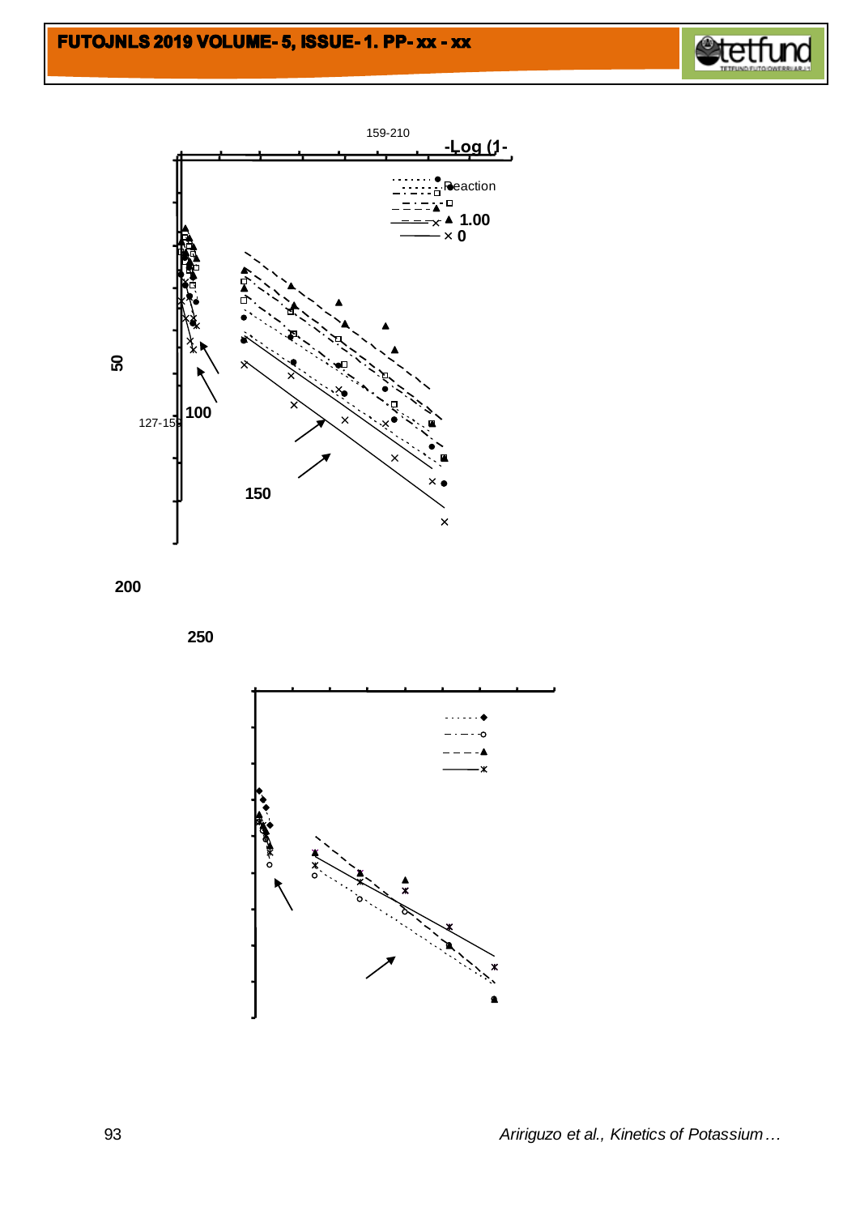159-210

-Log (1-

Reaction

1.00

0

50

127-15

100

150

200

250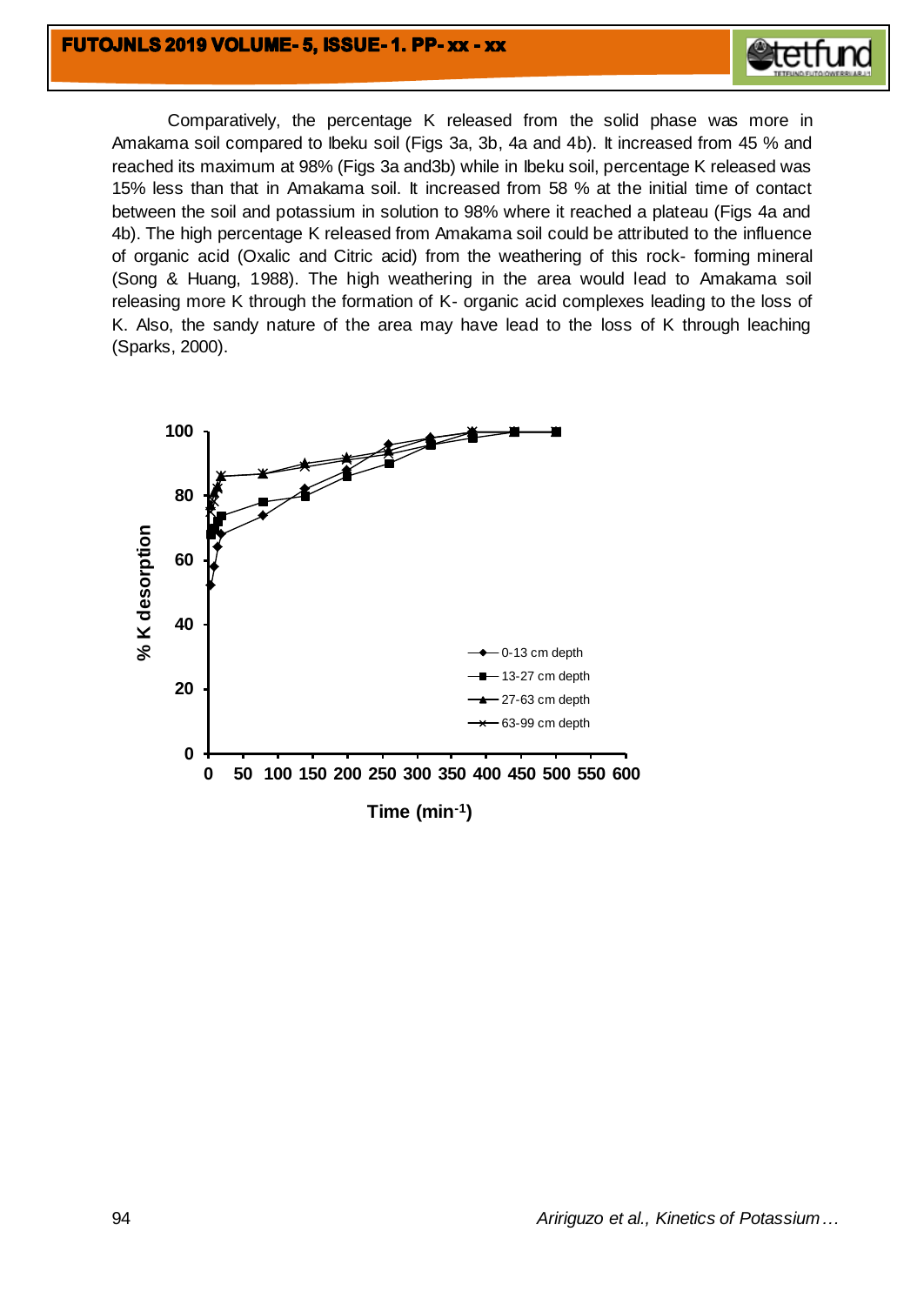Comparatively, the percentage K released from the solid phase was more in Amakama soil compared to Ibeku soil (Figs 3a, 3b, 4a and 4b). It increased from 45 % and reached its maximum at 98% (Figs 3a and3b) while in Ibeku soil, percentage K released was 15% less than that in Amakama soil. It increased from 58 % at the initial time of contact between the soil and potassium in solution to 98% where it reached a plateau (Figs 4a and 4b). The high percentage K released from Amakama soil could be attributed to the influence of organic acid (Oxalic and Citric acid) from the weathering of this rock- forming mineral (Song & Huang, 1988). The high weathering in the area would lead to Amakama soil releasing more K through the formation of K- organic acid complexes leading to the loss of K. Also, the sandy nature of the area may have lead to the loss of K through leaching (Sparks, 2000).

% K desorption

Time (min$^{-1}$)

0-13 cm depth
13-27 cm depth
27-63 cm depth
63-99 cm depth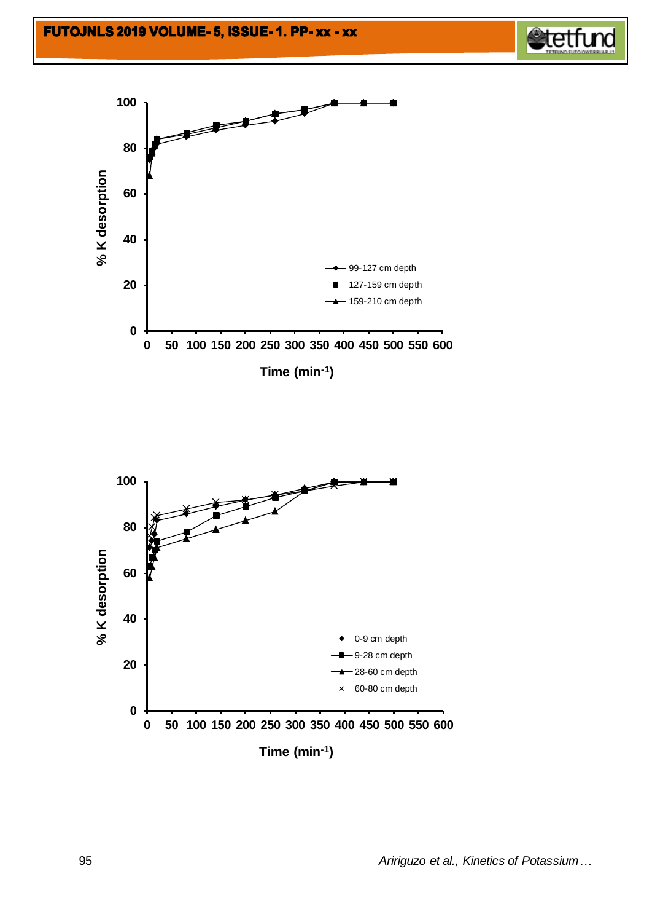% K desorption

Time ($min^{-1}$)

- 99-127 cm depth
- 127-159 cm depth
- 159-210 cm depth

% K desorption

Time ($min^{-1}$)

- 0-9 cm depth
- 9-28 cm depth
- 28-60 cm depth
- 60-80 cm depth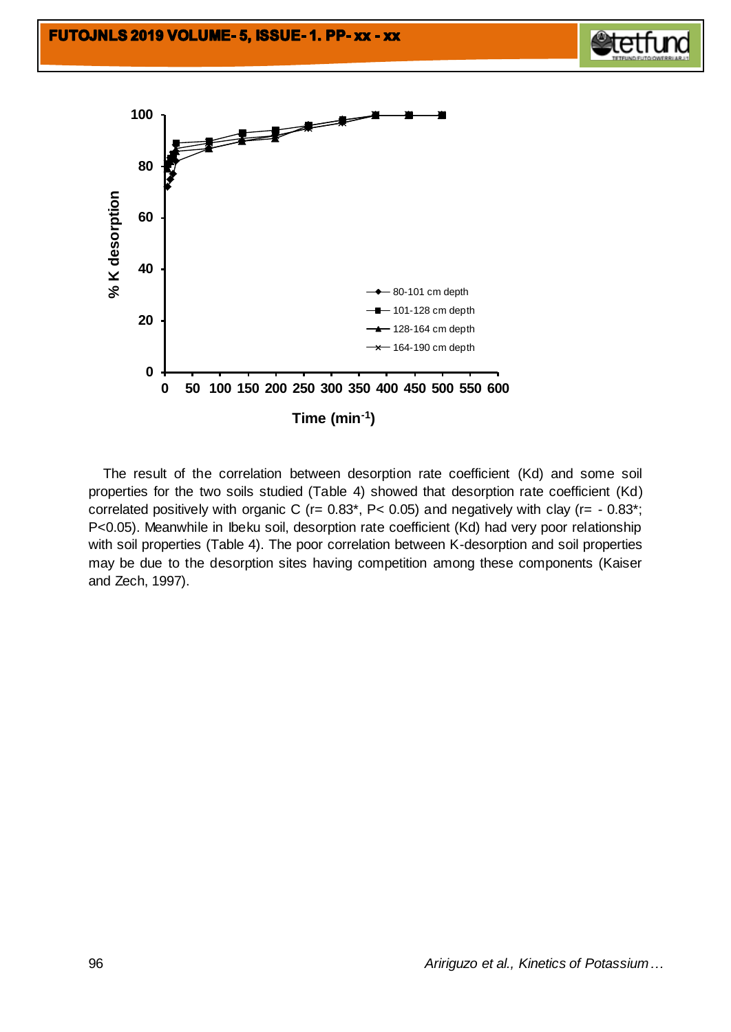The result of the correlation between desorption rate coefficient (Kd) and some soil properties for the two soils studied (Table 4) showed that desorption rate coefficient (Kd) correlated positively with organic C (r= 0.83*, P< 0.05) and negatively with clay (r= - 0.83*; P<0.05). Meanwhile in Ibeku soil, desorption rate coefficient (Kd) had very poor relationship with soil properties (Table 4). The poor correlation between K-desorption and soil properties may be due to the desorption sites having competition among these components (Kaiser and Zech, 1997).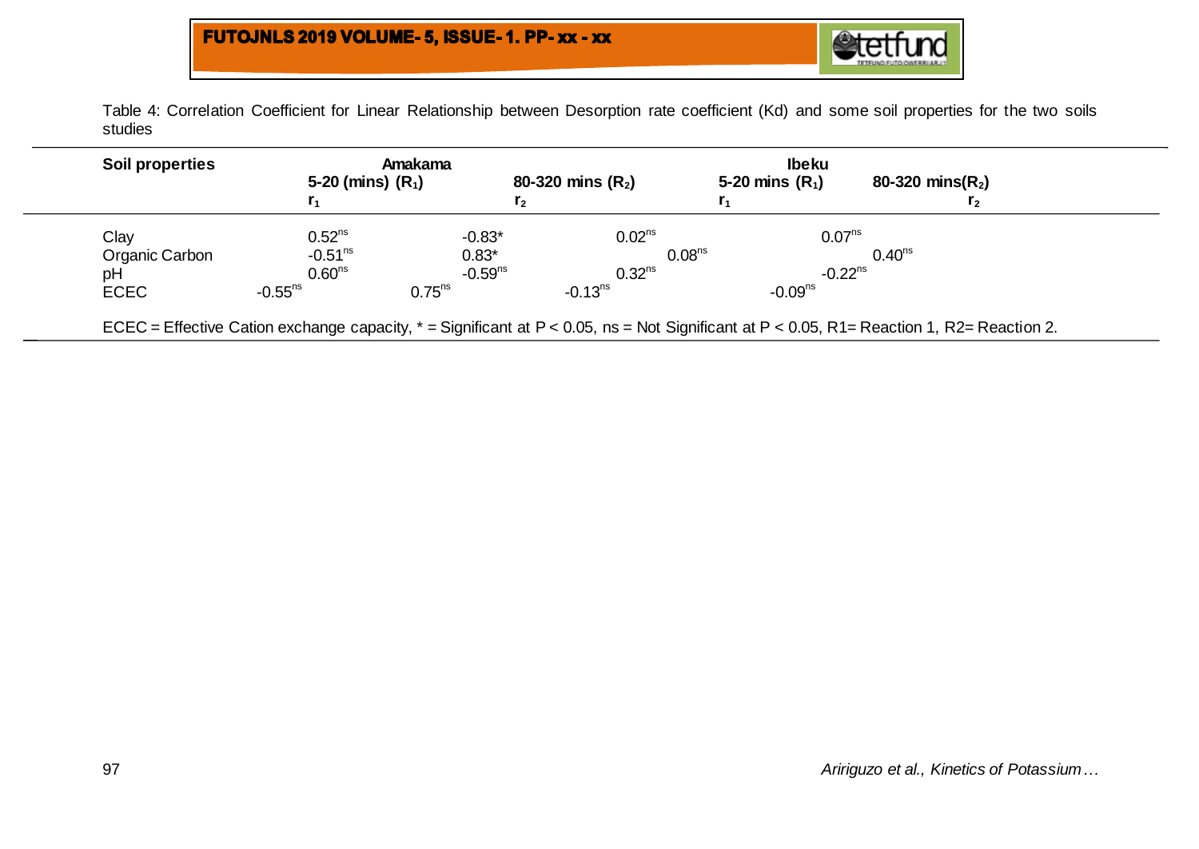Table 4: Correlation Coefficient for Linear Relationship between Desorption rate coefficient (Kd) and some soil properties for the two soils studies

| Soil properties | Amakama | | Ibeku | |
|---|---|---|---|---|
| | 5-20 (mins) ($R_1$) | 80-320 mins ($R_2$) | 5-20 mins ($R_1$) | 80-320 mins($R_2$) |
| | $r_1$ | $r_2$ | $r_1$ | $r_2$ |
| Clay | $0.52^{ns}$ | $-0.83^{*}$ | $0.02^{ns}$ | $0.07^{ns}$ |
| Organic Carbon | $-0.51^{ns}$ | $0.83^{*}$ | $0.08^{ns}$ | $0.40^{ns}$ |
| pH | $0.60^{ns}$ | $-0.59^{ns}$ | $0.32^{ns}$ | $-0.22^{ns}$ |
| ECEC | $-0.55^{ns}$ | $0.75^{ns}$ | $-0.13^{ns}$ | $-0.09^{ns}$ |

ECEC = Effective Cation exchange capacity, * = Significant at $P < 0.05$, ns = Not Significant at $P < 0.05$, R1= Reaction 1, R2= Reaction 2.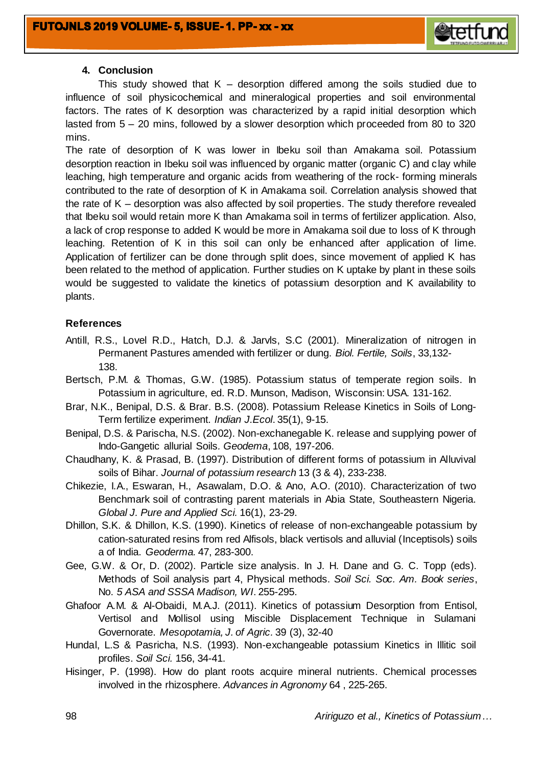## 4. Conclusion

This study showed that K – desorption differed among the soils studied due to influence of soil physicochemical and mineralogical properties and soil environmental factors. The rates of K desorption was characterized by a rapid initial desorption which lasted from 5 – 20 mins, followed by a slower desorption which proceeded from 80 to 320 mins.

The rate of desorption of K was lower in Ibeku soil than Amakama soil. Potassium desorption reaction in Ibeku soil was influenced by organic matter (organic C) and clay while leaching, high temperature and organic acids from weathering of the rock- forming minerals contributed to the rate of desorption of K in Amakama soil. Correlation analysis showed that the rate of K – desorption was also affected by soil properties. The study therefore revealed that Ibeku soil would retain more K than Amakama soil in terms of fertilizer application. Also, a lack of crop response to added K would be more in Amakama soil due to loss of K through leaching. Retention of K in this soil can only be enhanced after application of lime. Application of fertilizer can be done through split does, since movement of applied K has been related to the method of application. Further studies on K uptake by plant in these soils would be suggested to validate the kinetics of potassium desorption and K availability to plants.

## References

Antill, R.S., Lovel R.D., Hatch, D.J. & Jarvls, S.C (2001). Mineralization of nitrogen in Permanent Pastures amended with fertilizer or dung. *Biol. Fertile, Soils*, 33,132-138.

Bertsch, P.M. & Thomas, G.W. (1985). Potassium status of temperate region soils. In Potassium in agriculture, ed. R.D. Munson, Madison, Wisconsin: USA. 131-162.

Brar, N.K., Benipal, D.S. & Brar. B.S. (2008). Potassium Release Kinetics in Soils of Long-Term fertilize experiment. *Indian J.Ecol*. 35(1), 9-15.

Benipal, D.S. & Parischa, N.S. (2002). Non-exchangeable K. release and supplying power of Indo-Gangetic allurial Soils. *Geodema*, 108, 197-206.

Chaudhany, K. & Prasad, B. (1997). Distribution of different forms of potassium in Alluvival soils of Bihar. *Journal of potassium research* 13 (3 & 4), 233-238.

Chikezie, I.A., Eswaran, H., Asawalam, D.O. & Ano, A.O. (2010). Characterization of two Benchmark soil of contrasting parent materials in Abia State, Southeastern Nigeria. *Global J. Pure and Applied Sci.* 16(1), 23-29.

Dhillon, S.K. & Dhillon, K.S. (1990). Kinetics of release of non-exchangeable potassium by cation-saturated resins from red Alfisols, black vertisols and alluvial (Inceptisols) soils a of India. *Geoderma*. 47, 283-300.

Gee, G.W. & Or, D. (2002). Particle size analysis. In J. H. Dane and G. C. Topp (eds). Methods of Soil analysis part 4, Physical methods. *Soil Sci. Soc. Am. Book series*, No. *5 ASA and SSSA Madison, WI*. 255-295.

Ghafoor A.M. & Al-Obaidi, M.A.J. (2011). Kinetics of potassium Desorption from Entisol, Vertisol and Mollisol using Miscible Displacement Technique in Sulamani Governorate. *Mesopotamia, J. of Agric*. 39 (3), 32-40

Hundal, L.S & Pasricha, N.S. (1993). Non-exchangeable potassium Kinetics in Illitic soil profiles. *Soil Sci.* 156, 34-41.

Hisinger, P. (1998). How do plant roots acquire mineral nutrients. Chemical processes involved in the rhizosphere. *Advances in Agronomy* 64 , 225-265.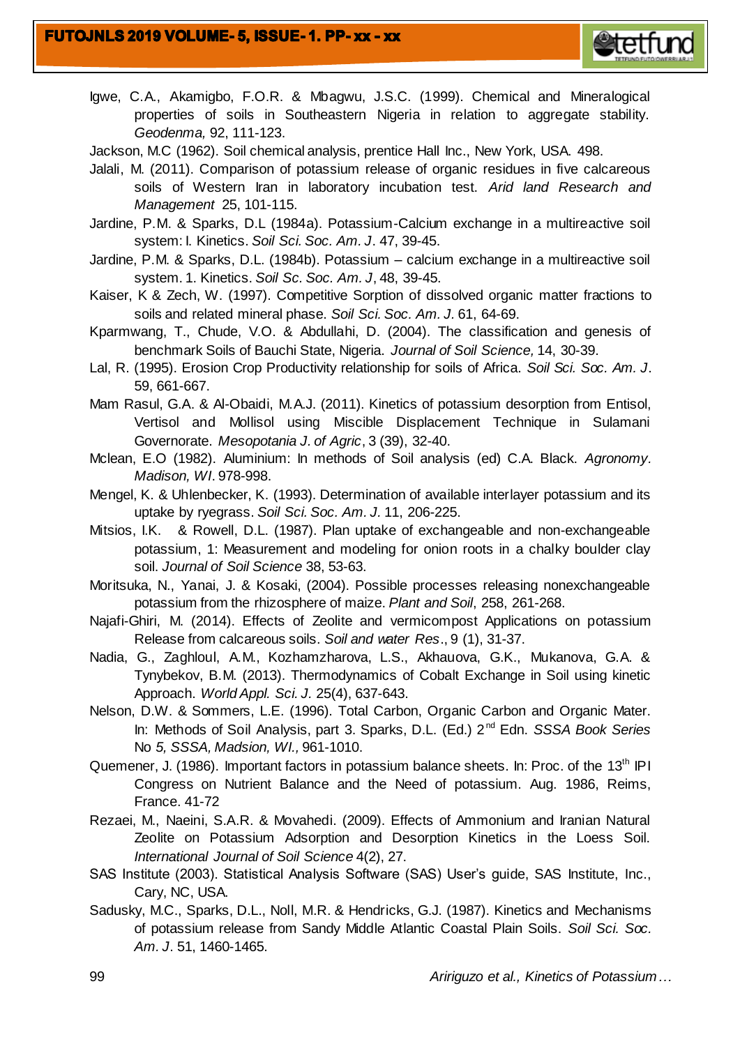Igwe, C.A., Akamigbo, F.O.R. & Mbagwu, J.S.C. (1999). Chemical and Mineralogical properties of soils in Southeastern Nigeria in relation to aggregate stability. *Geodenma,* 92, 111-123.

Jackson, M.C (1962). Soil chemical analysis, prentice Hall Inc., New York, USA. 498.

Jalali, M. (2011). Comparison of potassium release of organic residues in five calcareous soils of Western Iran in laboratory incubation test. *Arid land Research and Management* 25, 101-115.

Jardine, P.M. & Sparks, D.L (1984a). Potassium-Calcium exchange in a multireactive soil system: I. Kinetics. *Soil Sci. Soc. Am. J*. 47, 39-45.

Jardine, P.M. & Sparks, D.L. (1984b). Potassium – calcium exchange in a multireactive soil system. 1. Kinetics. *Soil Sc. Soc. Am. J*, 48, 39-45.

Kaiser, K & Zech, W. (1997). Competitive Sorption of dissolved organic matter fractions to soils and related mineral phase. *Soil Sci. Soc. Am. J.* 61, 64-69.

Kparmwang, T., Chude, V.O. & Abdullahi, D. (2004). The classification and genesis of benchmark Soils of Bauchi State, Nigeria. *Journal of Soil Science,* 14, 30-39.

Lal, R. (1995). Erosion Crop Productivity relationship for soils of Africa. *Soil Sci. Soc. Am. J*. 59, 661-667.

Mam Rasul, G.A. & Al-Obaidi, M.A.J. (2011). Kinetics of potassium desorption from Entisol, Vertisol and Mollisol using Miscible Displacement Technique in Sulamani Governorate. *Mesopotania J. of Agric*, 3 (39), 32-40.

Mclean, E.O (1982). Aluminium: In methods of Soil analysis (ed) C.A. Black. *Agronomy. Madison, WI*. 978-998.

Mengel, K. & Uhlenbecker, K. (1993). Determination of available interlayer potassium and its uptake by ryegrass. *Soil Sci. Soc. Am. J.* 11, 206-225.

Mitsios, I.K. & Rowell, D.L. (1987). Plan uptake of exchangeable and non-exchangeable potassium, 1: Measurement and modeling for onion roots in a chalky boulder clay soil. *Journal of Soil Science* 38, 53-63.

Moritsuka, N., Yanai, J. & Kosaki, (2004). Possible processes releasing nonexchangeable potassium from the rhizosphere of maize. *Plant and Soil*, 258, 261-268.

Najafi-Ghiri, M. (2014). Effects of Zeolite and vermicompost Applications on potassium Release from calcareous soils. *Soil and water Res*., 9 (1), 31-37.

Nadia, G., Zaghloul, A.M., Kozhamzharova, L.S., Akhauova, G.K., Mukanova, G.A. & Tynybekov, B.M. (2013). Thermodynamics of Cobalt Exchange in Soil using kinetic Approach. *World Appl. Sci. J.* 25(4), 637-643.

Nelson, D.W. & Sommers, L.E. (1996). Total Carbon, Organic Carbon and Organic Mater. In: Methods of Soil Analysis, part 3. Sparks, D.L. (Ed.) 2nd Edn. *SSSA Book Series* No *5, SSSA, Madsion, WI.,* 961-1010.

Quemener, J. (1986). Important factors in potassium balance sheets. In: Proc. of the 13th IPI Congress on Nutrient Balance and the Need of potassium. Aug. 1986, Reims, France. 41-72

Rezaei, M., Naeini, S.A.R. & Movahedi. (2009). Effects of Ammonium and Iranian Natural Zeolite on Potassium Adsorption and Desorption Kinetics in the Loess Soil. *International Journal of Soil Science* 4(2), 27.

SAS Institute (2003). Statistical Analysis Software (SAS) User's guide, SAS Institute, Inc., Cary, NC, USA.

Sadusky, M.C., Sparks, D.L., Noll, M.R. & Hendricks, G.J. (1987). Kinetics and Mechanisms of potassium release from Sandy Middle Atlantic Coastal Plain Soils. *Soil Sci. Soc. Am. J*. 51, 1460-1465.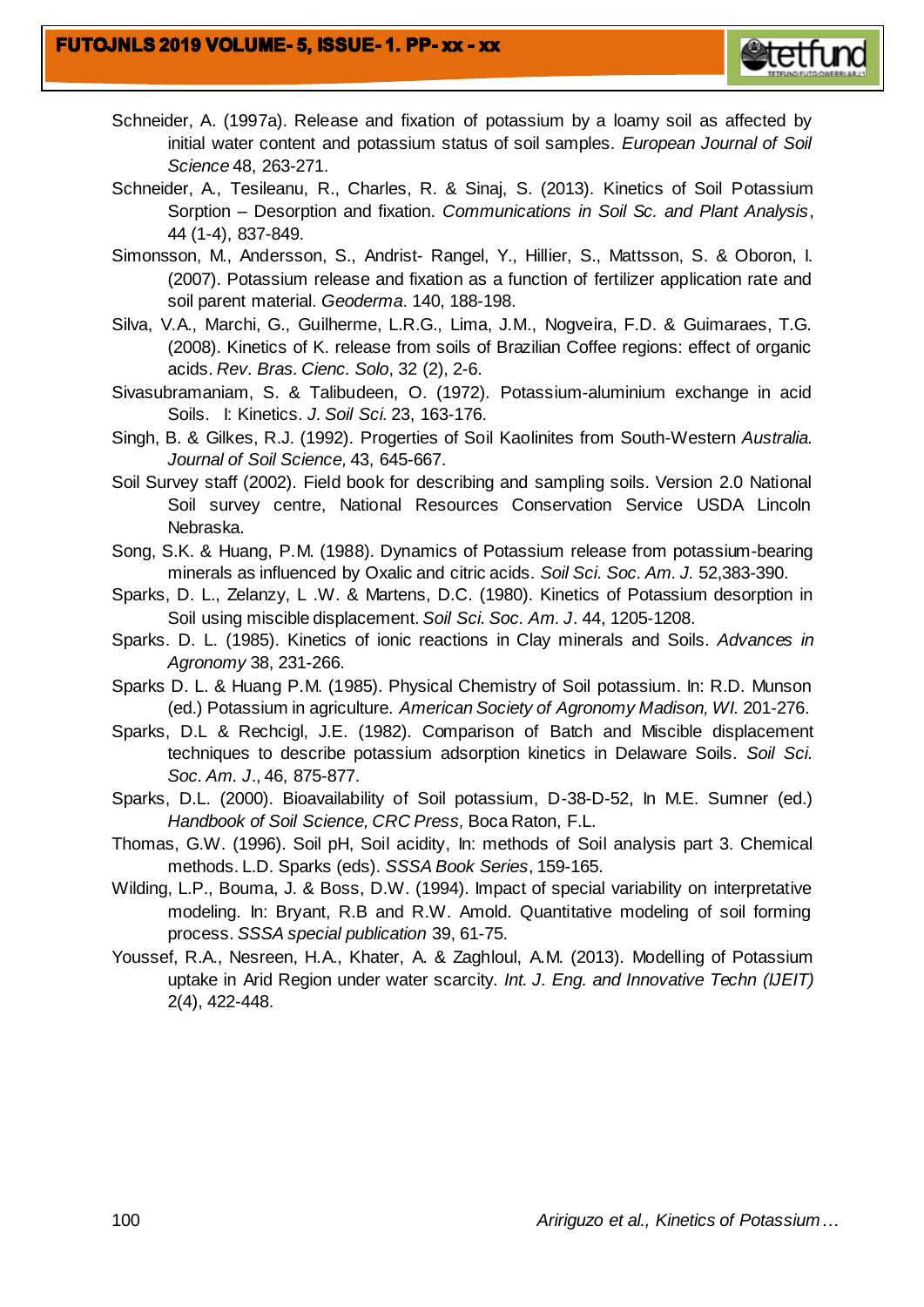Schneider, A. (1997a). Release and fixation of potassium by a loamy soil as affected by initial water content and potassium status of soil samples. *European Journal of Soil Science* 48, 263-271.

Schneider, A., Tesileanu, R., Charles, R. & Sinaj, S. (2013). Kinetics of Soil Potassium Sorption – Desorption and fixation. *Communications in Soil Sc. and Plant Analysis*, 44 (1-4), 837-849.

Simonsson, M., Andersson, S., Andrist- Rangel, Y., Hillier, S., Mattsson, S. & Oboron, I. (2007). Potassium release and fixation as a function of fertilizer application rate and soil parent material. *Geoderma*. 140, 188-198.

Silva, V.A., Marchi, G., Guilherme, L.R.G., Lima, J.M., Nogveira, F.D. & Guimaraes, T.G. (2008). Kinetics of K. release from soils of Brazilian Coffee regions: effect of organic acids. *Rev. Bras. Cienc. Solo*, 32 (2), 2-6.

Sivasubramaniam, S. & Talibudeen, O. (1972). Potassium-aluminium exchange in acid Soils. I: Kinetics. *J. Soil Sci.* 23, 163-176.

Singh, B. & Gilkes, R.J. (1992). Progerties of Soil Kaolinites from South-Western *Australia. Journal of Soil Science,* 43, 645-667.

Soil Survey staff (2002). Field book for describing and sampling soils. Version 2.0 National Soil survey centre, National Resources Conservation Service USDA Lincoln Nebraska.

Song, S.K. & Huang, P.M. (1988). Dynamics of Potassium release from potassium-bearing minerals as influenced by Oxalic and citric acids. *Soil Sci. Soc. Am. J.* 52,383-390.

Sparks, D. L., Zelanzy, L .W. & Martens, D.C. (1980). Kinetics of Potassium desorption in Soil using miscible displacement. *Soil Sci. Soc. Am. J*. 44, 1205-1208.

Sparks. D. L. (1985). Kinetics of ionic reactions in Clay minerals and Soils. *Advances in Agronomy* 38, 231-266.

Sparks D. L. & Huang P.M. (1985). Physical Chemistry of Soil potassium. In: R.D. Munson (ed.) Potassium in agriculture. *American Society of Agronomy Madison, WI.* 201-276.

Sparks, D.L & Rechcigl, J.E. (1982). Comparison of Batch and Miscible displacement techniques to describe potassium adsorption kinetics in Delaware Soils. *Soil Sci. Soc. Am. J*., 46, 875-877.

Sparks, D.L. (2000). Bioavailability of Soil potassium, D-38-D-52, In M.E. Sumner (ed.) *Handbook of Soil Science, CRC Press,* Boca Raton, F.L.

Thomas, G.W. (1996). Soil pH, Soil acidity, In: methods of Soil analysis part 3. Chemical methods. L.D. Sparks (eds). *SSSA Book Series*, 159-165.

Wilding, L.P., Bouma, J. & Boss, D.W. (1994). Impact of special variability on interpretative modeling. In: Bryant, R.B and R.W. Amold. Quantitative modeling of soil forming process. *SSSA special publication* 39, 61-75.

Youssef, R.A., Nesreen, H.A., Khater, A. & Zaghloul, A.M. (2013). Modelling of Potassium uptake in Arid Region under water scarcity. *Int. J. Eng. and Innovative Techn (IJEIT)* 2(4), 422-448.